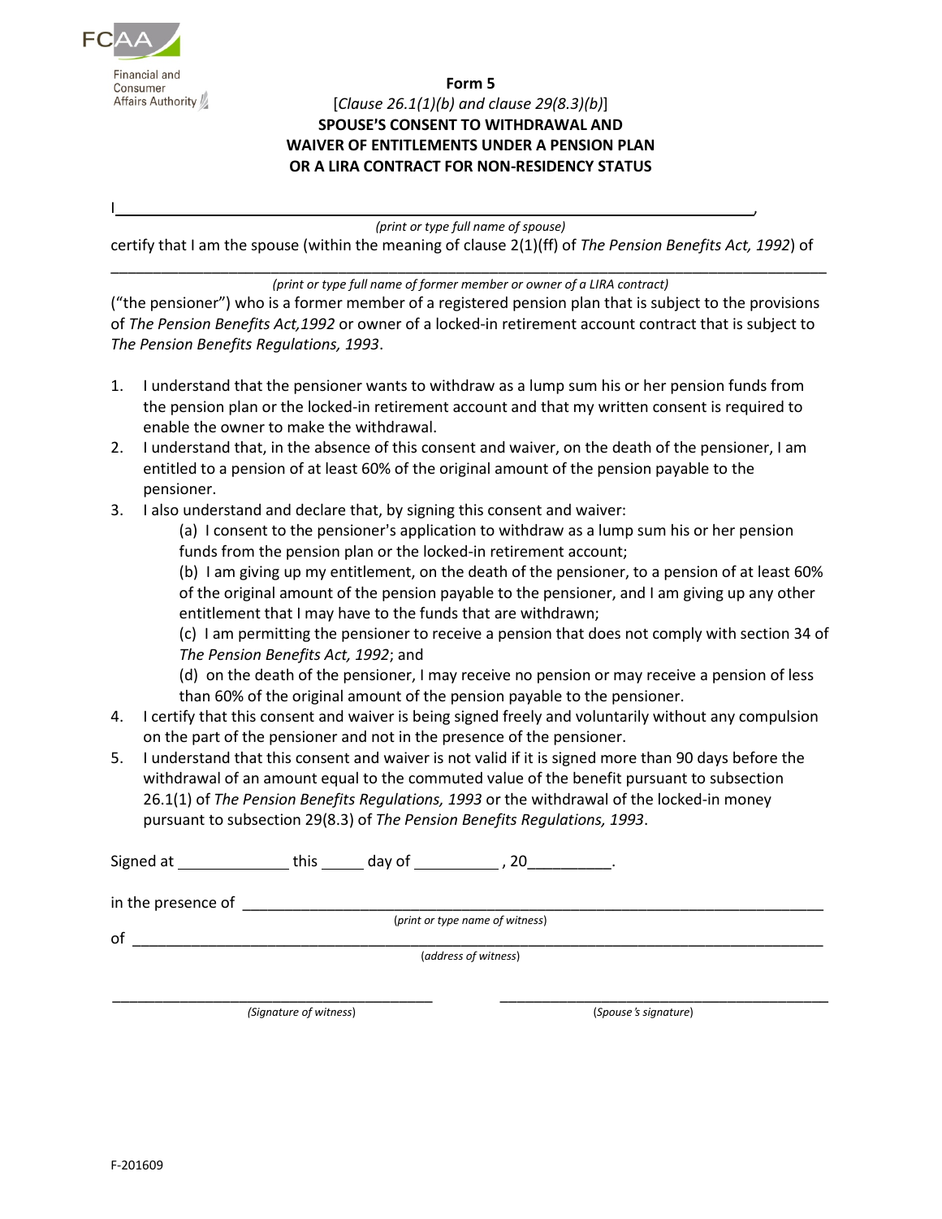Financial and Consumer Affairs Authority

**Form 5**

[*Clause 26.1(1)(b) and clause 29(8.3)(b)*]

**SPOUSE'S CONSENT TO WITHDRAWAL AND WAIVER OF ENTITLEMENTS UNDER A PENSION PLAN OR A LIRA CONTRACT FOR NON-RESIDENCY STATUS**

I_____________________________________________________________________________,

*(print or type full name of spouse)*

certify that I am the spouse (within the meaning of clause 2(1)(ff) of *The Pension Benefits Act, 1992*) of

_____________________________________________________________________________

*(print or type full name of former member or owner of a LIRA contract)*

("the pensioner") who is a former member of a registered pension plan that is subject to the provisions of *The Pension Benefits Act,1992* or owner of a locked-in retirement account contract that is subject to *The Pension Benefits Regulations, 1993*.

1. I understand that the pensioner wants to withdraw as a lump sum his or her pension funds from the pension plan or the locked-in retirement account and that my written consent is required to enable the owner to make the withdrawal.
2. I understand that, in the absence of this consent and waiver, on the death of the pensioner, I am entitled to a pension of at least 60% of the original amount of the pension payable to the pensioner.
3. I also understand and declare that, by signing this consent and waiver:
   (a) I consent to the pensioner's application to withdraw as a lump sum his or her pension funds from the pension plan or the locked-in retirement account;
   (b) I am giving up my entitlement, on the death of the pensioner, to a pension of at least 60% of the original amount of the pension payable to the pensioner, and I am giving up any other entitlement that I may have to the funds that are withdrawn;
   (c) I am permitting the pensioner to receive a pension that does not comply with section 34 of *The Pension Benefits Act, 1992*; and
   (d) on the death of the pensioner, I may receive no pension or may receive a pension of less than 60% of the original amount of the pension payable to the pensioner.
4. I certify that this consent and waiver is being signed freely and voluntarily without any compulsion on the part of the pensioner and not in the presence of the pensioner.
5. I understand that this consent and waiver is not valid if it is signed more than 90 days before the withdrawal of an amount equal to the commuted value of the benefit pursuant to subsection 26.1(1) of *The Pension Benefits Regulations, 1993* or the withdrawal of the locked-in money pursuant to subsection 29(8.3) of *The Pension Benefits Regulations, 1993*.

Signed at _____________ this _____ day of __________ , 20__________.

in the presence of _____________________________________________________________

(*print or type name of witness*)

of _____________________________________________________________________________

(*address of witness*)

_______________________________________ _______________________________________

*(Signature of witness)* (*Spouse's signature*)

F-201609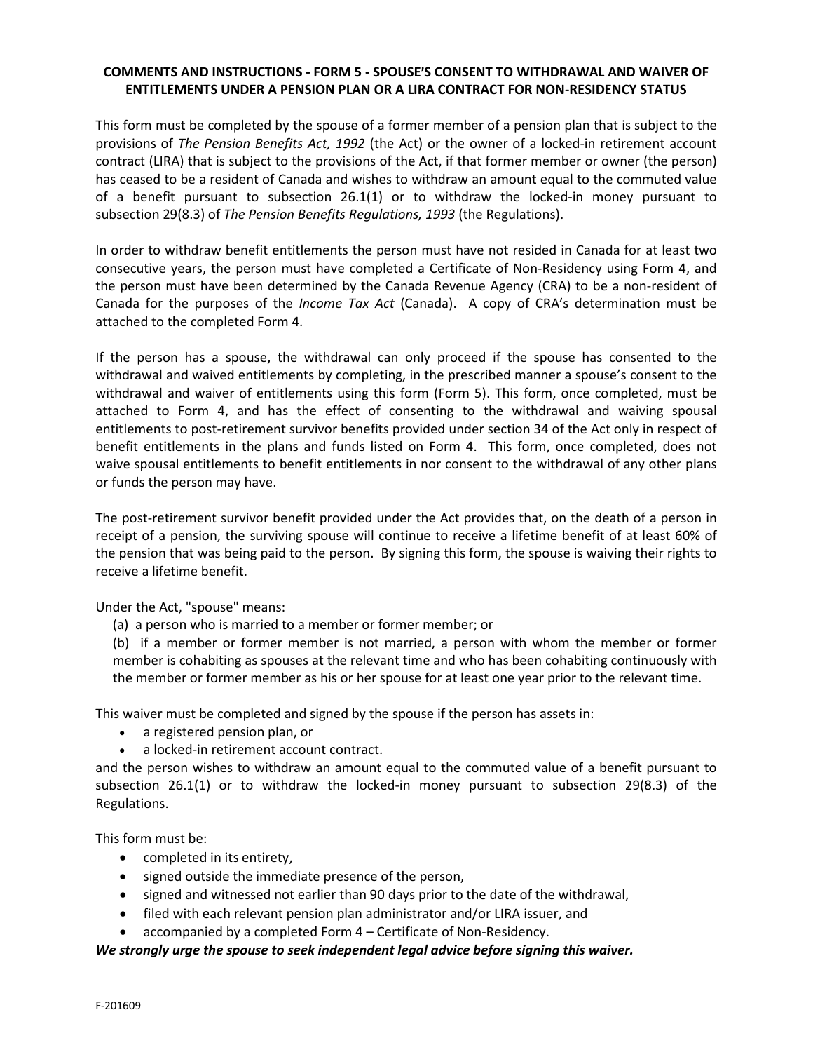**COMMENTS AND INSTRUCTIONS - FORM 5 - SPOUSE'S CONSENT TO WITHDRAWAL AND WAIVER OF ENTITLEMENTS UNDER A PENSION PLAN OR A LIRA CONTRACT FOR NON-RESIDENCY STATUS**

This form must be completed by the spouse of a former member of a pension plan that is subject to the provisions of *The Pension Benefits Act, 1992* (the Act) or the owner of a locked-in retirement account contract (LIRA) that is subject to the provisions of the Act, if that former member or owner (the person) has ceased to be a resident of Canada and wishes to withdraw an amount equal to the commuted value of a benefit pursuant to subsection 26.1(1) or to withdraw the locked-in money pursuant to subsection 29(8.3) of *The Pension Benefits Regulations, 1993* (the Regulations).

In order to withdraw benefit entitlements the person must have not resided in Canada for at least two consecutive years, the person must have completed a Certificate of Non-Residency using Form 4, and the person must have been determined by the Canada Revenue Agency (CRA) to be a non-resident of Canada for the purposes of the *Income Tax Act* (Canada). A copy of CRA's determination must be attached to the completed Form 4.

If the person has a spouse, the withdrawal can only proceed if the spouse has consented to the withdrawal and waived entitlements by completing, in the prescribed manner a spouse's consent to the withdrawal and waiver of entitlements using this form (Form 5). This form, once completed, must be attached to Form 4, and has the effect of consenting to the withdrawal and waiving spousal entitlements to post-retirement survivor benefits provided under section 34 of the Act only in respect of benefit entitlements in the plans and funds listed on Form 4. This form, once completed, does not waive spousal entitlements to benefit entitlements in nor consent to the withdrawal of any other plans or funds the person may have.

The post-retirement survivor benefit provided under the Act provides that, on the death of a person in receipt of a pension, the surviving spouse will continue to receive a lifetime benefit of at least 60% of the pension that was being paid to the person. By signing this form, the spouse is waiving their rights to receive a lifetime benefit.

Under the Act, "spouse" means:

(a) a person who is married to a member or former member; or

(b) if a member or former member is not married, a person with whom the member or former member is cohabiting as spouses at the relevant time and who has been cohabiting continuously with the member or former member as his or her spouse for at least one year prior to the relevant time.

This waiver must be completed and signed by the spouse if the person has assets in:

- a registered pension plan, or
- a locked-in retirement account contract.

and the person wishes to withdraw an amount equal to the commuted value of a benefit pursuant to subsection 26.1(1) or to withdraw the locked-in money pursuant to subsection 29(8.3) of the Regulations.

This form must be:

- completed in its entirety,
- signed outside the immediate presence of the person,
- signed and witnessed not earlier than 90 days prior to the date of the withdrawal,
- filed with each relevant pension plan administrator and/or LIRA issuer, and
- accompanied by a completed Form 4 – Certificate of Non-Residency.

***We strongly urge the spouse to seek independent legal advice before signing this waiver.***

F-201609